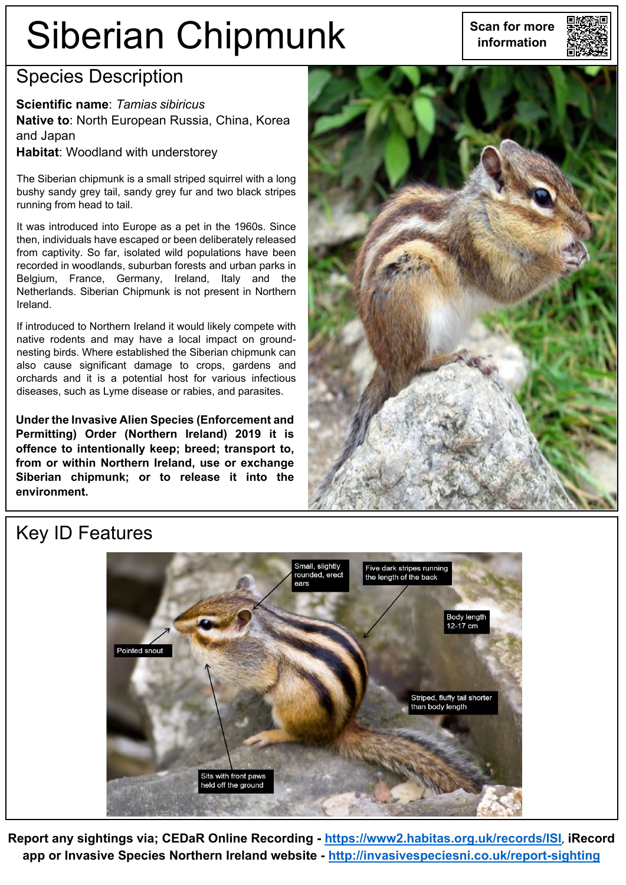# Siberian Chipmunk

Scan for more information

## Species Description

**Scientific name**: *Tamias sibiricus*
**Native to**: North European Russia, China, Korea and Japan
**Habitat**: Woodland with understorey

The Siberian chipmunk is a small striped squirrel with a long bushy sandy grey tail, sandy grey fur and two black stripes running from head to tail.

It was introduced into Europe as a pet in the 1960s. Since then, individuals have escaped or been deliberately released from captivity. So far, isolated wild populations have been recorded in woodlands, suburban forests and urban parks in Belgium, France, Germany, Ireland, Italy and the Netherlands. Siberian Chipmunk is not present in Northern Ireland.

If introduced to Northern Ireland it would likely compete with native rodents and may have a local impact on ground-nesting birds. Where established the Siberian chipmunk can also cause significant damage to crops, gardens and orchards and it is a potential host for various infectious diseases, such as Lyme disease or rabies, and parasites.

**Under the Invasive Alien Species (Enforcement and Permitting) Order (Northern Ireland) 2019 it is offence to intentionally keep; breed; transport to, from or within Northern Ireland, use or exchange Siberian chipmunk; or to release it into the environment.**

## Key ID Features

- Small, slightly rounded, erect ears
- Five dark stripes running the length of the back
- Body length 12-17 cm
- Pointed snout
- Striped, fluffy tail shorter than body length
- Sits with front paws held off the ground

**Report any sightings via; CEDaR Online Recording - https://www2.habitas.org.uk/records/ISI, iRecord app or Invasive Species Northern Ireland website - http://invasivespeciesni.co.uk/report-sighting**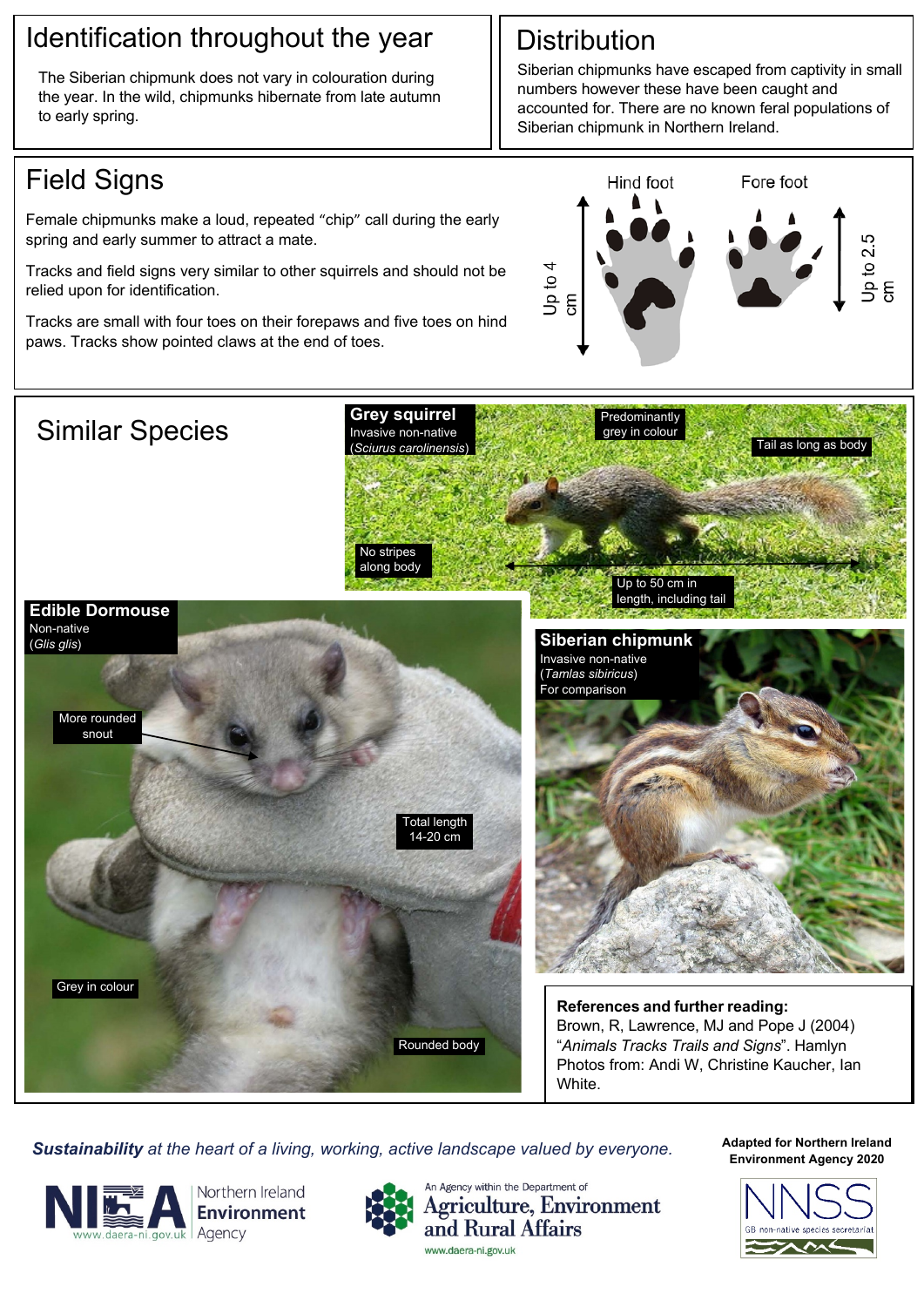## Identification throughout the year

The Siberian chipmunk does not vary in colouration during the year. In the wild, chipmunks hibernate from late autumn to early spring.

## Distribution

Siberian chipmunks have escaped from captivity in small numbers however these have been caught and accounted for. There are no known feral populations of Siberian chipmunk in Northern Ireland.

## Field Signs

Female chipmunks make a loud, repeated "chip" call during the early spring and early summer to attract a mate.

Tracks and field signs very similar to other squirrels and should not be relied upon for identification.

Tracks are small with four toes on their forepaws and five toes on hind paws. Tracks show pointed claws at the end of toes.

Hind foot

Up to 4 cm

Fore foot

Up to 2.5 cm

## Similar Species

**Grey squirrel**
Invasive non-native
(*Sciurus carolinensis*)

Predominantly grey in colour

Tail as long as body

No stripes along body

Up to 50 cm in length, including tail

**Edible Dormouse**
Non-native
(*Glis glis*)

More rounded snout

Total length 14-20 cm

Grey in colour

Rounded body

**Siberian chipmunk**
Invasive non-native
(*Tamlas sibiricus*)
For comparison

**References and further reading:**
Brown, R, Lawrence, MJ and Pope J (2004) "*Animals Tracks Trails and Signs*". Hamlyn
Photos from: Andi W, Christine Kaucher, Ian White.

***Sustainability*** *at the heart of a living, working, active landscape valued by everyone.*

**Adapted for Northern Ireland Environment Agency 2020**

Northern Ireland Environment Agency — www.daera-ni.gov.uk

An Agency within the Department of Agriculture, Environment and Rural Affairs — www.daera-ni.gov.uk

NNSS — GB non-native species secretariat